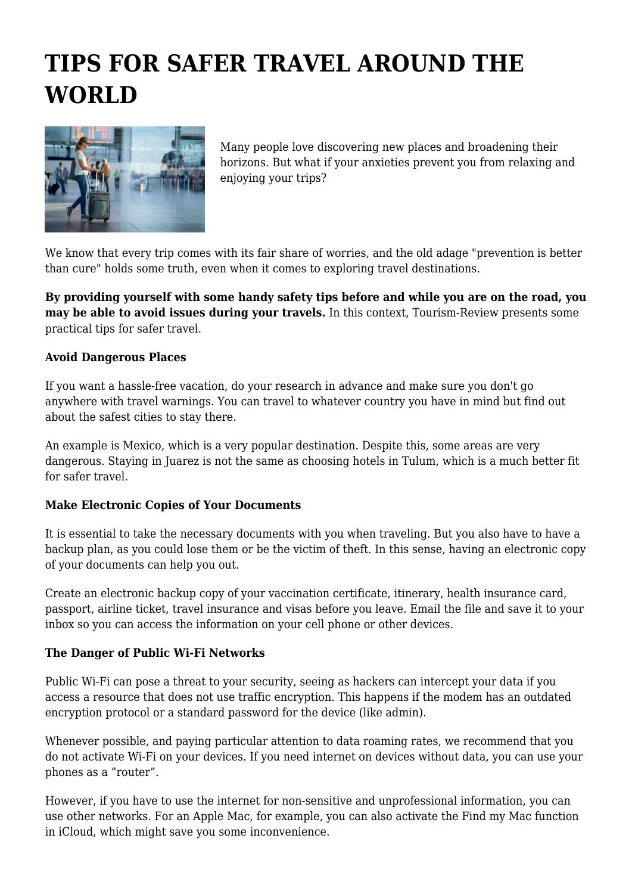# TIPS FOR SAFER TRAVEL AROUND THE WORLD

Many people love discovering new places and broadening their horizons. But what if your anxieties prevent you from relaxing and enjoying your trips?

We know that every trip comes with its fair share of worries, and the old adage "prevention is better than cure" holds some truth, even when it comes to exploring travel destinations.

**By providing yourself with some handy safety tips before and while you are on the road, you may be able to avoid issues during your travels.** In this context, Tourism-Review presents some practical tips for safer travel.

**Avoid Dangerous Places**

If you want a hassle-free vacation, do your research in advance and make sure you don't go anywhere with travel warnings. You can travel to whatever country you have in mind but find out about the safest cities to stay there.

An example is Mexico, which is a very popular destination. Despite this, some areas are very dangerous. Staying in Juarez is not the same as choosing hotels in Tulum, which is a much better fit for safer travel.

**Make Electronic Copies of Your Documents**

It is essential to take the necessary documents with you when traveling. But you also have to have a backup plan, as you could lose them or be the victim of theft. In this sense, having an electronic copy of your documents can help you out.

Create an electronic backup copy of your vaccination certificate, itinerary, health insurance card, passport, airline ticket, travel insurance and visas before you leave. Email the file and save it to your inbox so you can access the information on your cell phone or other devices.

**The Danger of Public Wi-Fi Networks**

Public Wi-Fi can pose a threat to your security, seeing as hackers can intercept your data if you access a resource that does not use traffic encryption. This happens if the modem has an outdated encryption protocol or a standard password for the device (like admin).

Whenever possible, and paying particular attention to data roaming rates, we recommend that you do not activate Wi-Fi on your devices. If you need internet on devices without data, you can use your phones as a “router”.

However, if you have to use the internet for non-sensitive and unprofessional information, you can use other networks. For an Apple Mac, for example, you can also activate the Find my Mac function in iCloud, which might save you some inconvenience.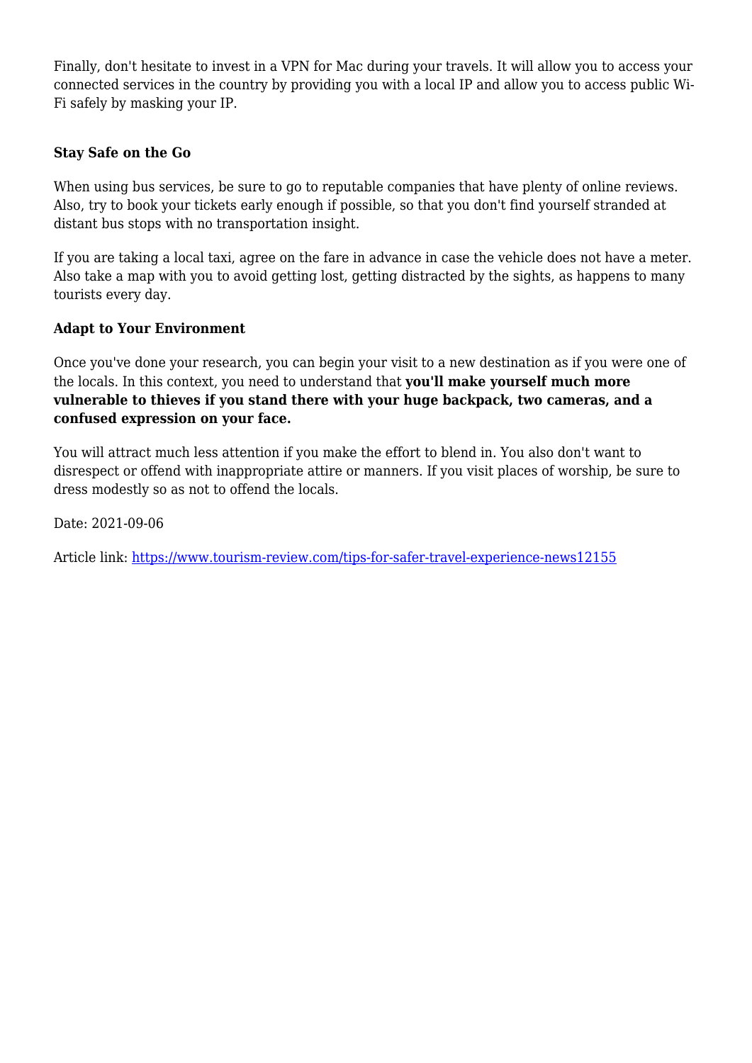Finally, don't hesitate to invest in a VPN for Mac during your travels. It will allow you to access your connected services in the country by providing you with a local IP and allow you to access public Wi-Fi safely by masking your IP.

### Stay Safe on the Go

When using bus services, be sure to go to reputable companies that have plenty of online reviews. Also, try to book your tickets early enough if possible, so that you don't find yourself stranded at distant bus stops with no transportation insight.

If you are taking a local taxi, agree on the fare in advance in case the vehicle does not have a meter. Also take a map with you to avoid getting lost, getting distracted by the sights, as happens to many tourists every day.

### Adapt to Your Environment

Once you've done your research, you can begin your visit to a new destination as if you were one of the locals. In this context, you need to understand that **you'll make yourself much more vulnerable to thieves if you stand there with your huge backpack, two cameras, and a confused expression on your face.**

You will attract much less attention if you make the effort to blend in. You also don't want to disrespect or offend with inappropriate attire or manners. If you visit places of worship, be sure to dress modestly so as not to offend the locals.

Date: 2021-09-06

Article link: https://www.tourism-review.com/tips-for-safer-travel-experience-news12155